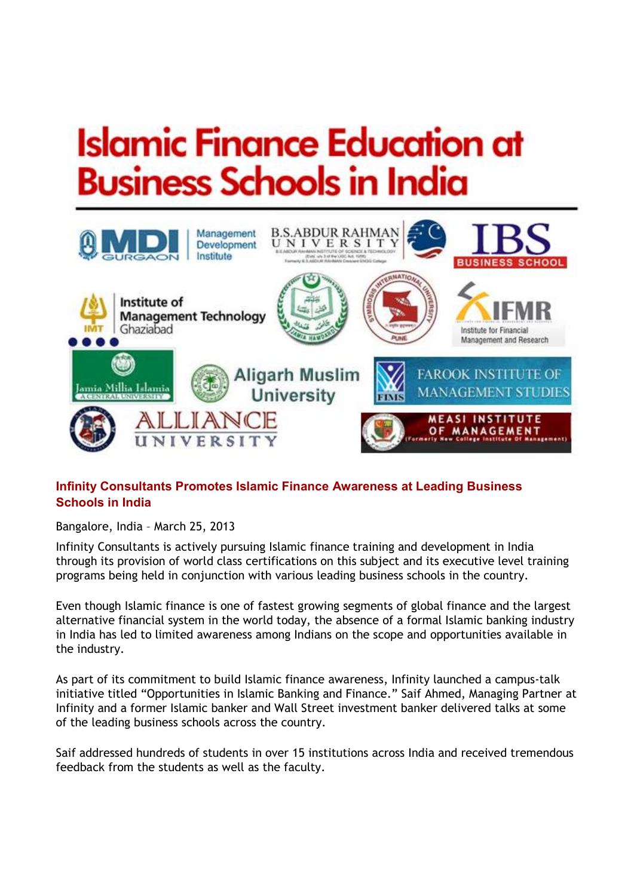# Islamic Finance Education at Business Schools in India

## Infinity Consultants Promotes Islamic Finance Awareness at Leading Business Schools in India

Bangalore, India – March 25, 2013

Infinity Consultants is actively pursuing Islamic finance training and development in India through its provision of world class certifications on this subject and its executive level training programs being held in conjunction with various leading business schools in the country.

Even though Islamic finance is one of fastest growing segments of global finance and the largest alternative financial system in the world today, the absence of a formal Islamic banking industry in India has led to limited awareness among Indians on the scope and opportunities available in the industry.

As part of its commitment to build Islamic finance awareness, Infinity launched a campus-talk initiative titled “Opportunities in Islamic Banking and Finance.” Saif Ahmed, Managing Partner at Infinity and a former Islamic banker and Wall Street investment banker delivered talks at some of the leading business schools across the country.

Saif addressed hundreds of students in over 15 institutions across India and received tremendous feedback from the students as well as the faculty.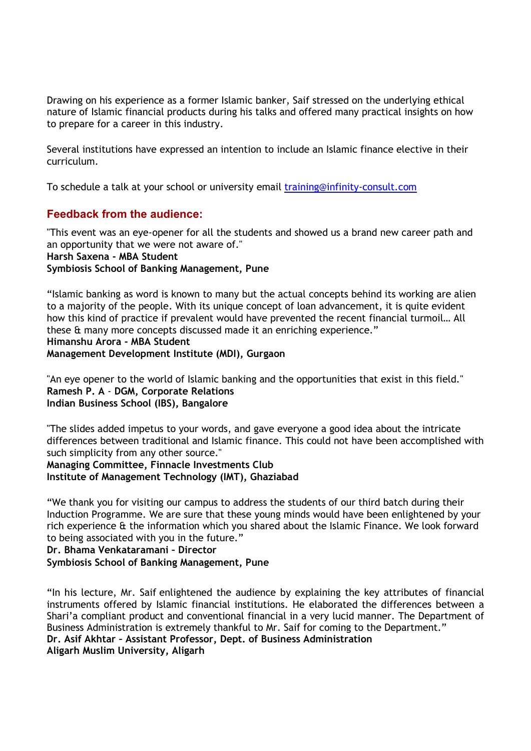Drawing on his experience as a former Islamic banker, Saif stressed on the underlying ethical nature of Islamic financial products during his talks and offered many practical insights on how to prepare for a career in this industry.

Several institutions have expressed an intention to include an Islamic finance elective in their curriculum.

To schedule a talk at your school or university email [training@infinity-consult.com](mailto:training@infinity-consult.com)

## Feedback from the audience:

"This event was an eye-opener for all the students and showed us a brand new career path and an opportunity that we were not aware of."
**Harsh Saxena - MBA Student**
**Symbiosis School of Banking Management, Pune**

"Islamic banking as word is known to many but the actual concepts behind its working are alien to a majority of the people. With its unique concept of loan advancement, it is quite evident how this kind of practice if prevalent would have prevented the recent financial turmoil… All these & many more concepts discussed made it an enriching experience."
**Himanshu Arora - MBA Student**
**Management Development Institute (MDI), Gurgaon**

"An eye opener to the world of Islamic banking and the opportunities that exist in this field."
**Ramesh P. A - DGM, Corporate Relations**
**Indian Business School (IBS), Bangalore**

"The slides added impetus to your words, and gave everyone a good idea about the intricate differences between traditional and Islamic finance. This could not have been accomplished with such simplicity from any other source."
**Managing Committee, Finnacle Investments Club**
**Institute of Management Technology (IMT), Ghaziabad**

"We thank you for visiting our campus to address the students of our third batch during their Induction Programme. We are sure that these young minds would have been enlightened by your rich experience & the information which you shared about the Islamic Finance. We look forward to being associated with you in the future."
**Dr. Bhama Venkataramani – Director**
**Symbiosis School of Banking Management, Pune**

"In his lecture, Mr. Saif enlightened the audience by explaining the key attributes of financial instruments offered by Islamic financial institutions. He elaborated the differences between a Shari'a compliant product and conventional financial in a very lucid manner. The Department of Business Administration is extremely thankful to Mr. Saif for coming to the Department."
**Dr. Asif Akhtar – Assistant Professor, Dept. of Business Administration**
**Aligarh Muslim University, Aligarh**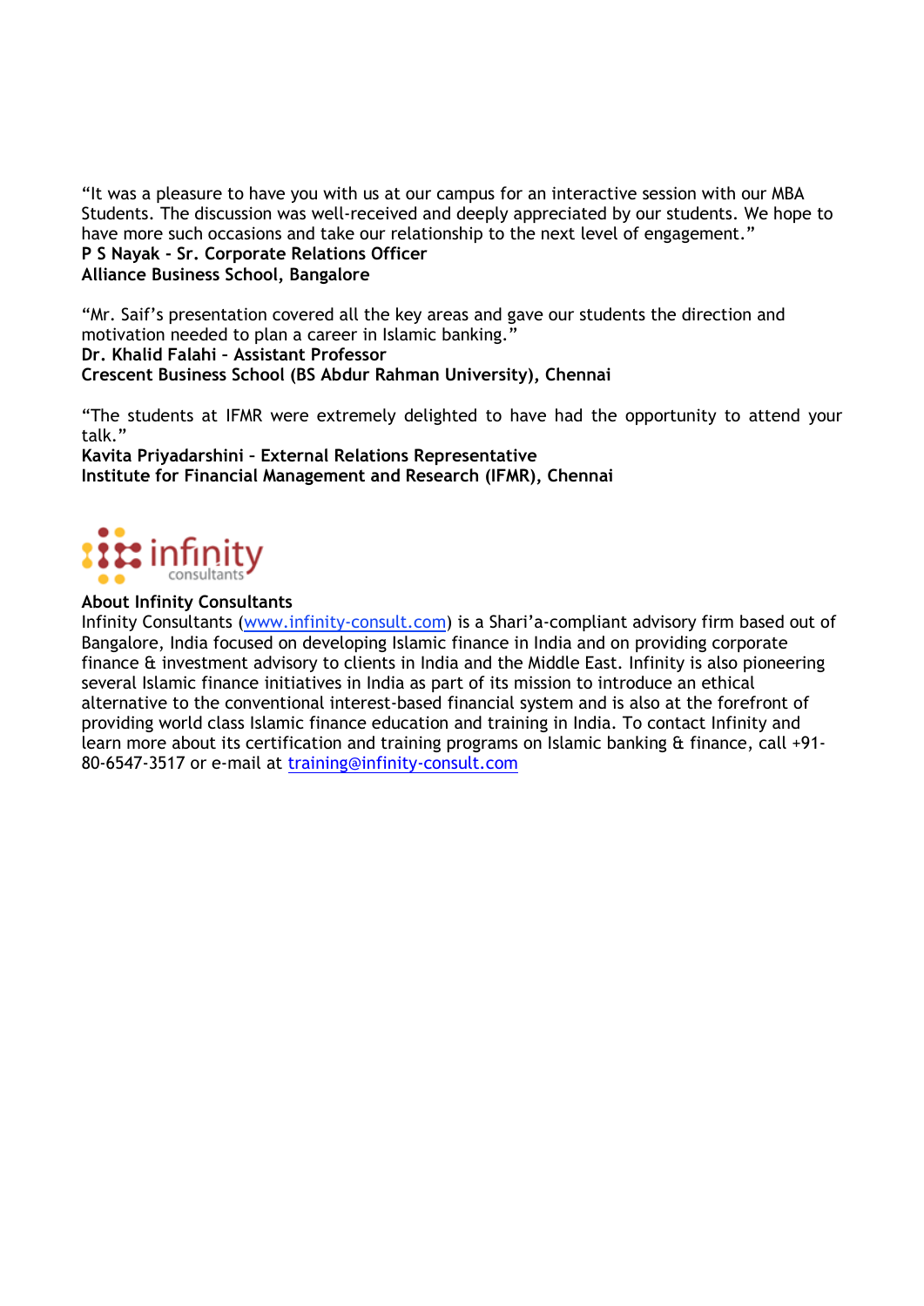"It was a pleasure to have you with us at our campus for an interactive session with our MBA Students. The discussion was well-received and deeply appreciated by our students. We hope to have more such occasions and take our relationship to the next level of engagement."
**P S Nayak - Sr. Corporate Relations Officer**
**Alliance Business School, Bangalore**

"Mr. Saif's presentation covered all the key areas and gave our students the direction and motivation needed to plan a career in Islamic banking."
**Dr. Khalid Falahi – Assistant Professor**
**Crescent Business School (BS Abdur Rahman University), Chennai**

"The students at IFMR were extremely delighted to have had the opportunity to attend your talk."
**Kavita Priyadarshini – External Relations Representative**
**Institute for Financial Management and Research (IFMR), Chennai**

infinity consultants

**About Infinity Consultants**
Infinity Consultants (www.infinity-consult.com) is a Shari'a-compliant advisory firm based out of Bangalore, India focused on developing Islamic finance in India and on providing corporate finance & investment advisory to clients in India and the Middle East. Infinity is also pioneering several Islamic finance initiatives in India as part of its mission to introduce an ethical alternative to the conventional interest-based financial system and is also at the forefront of providing world class Islamic finance education and training in India. To contact Infinity and learn more about its certification and training programs on Islamic banking & finance, call +91-80-6547-3517 or e-mail at training@infinity-consult.com